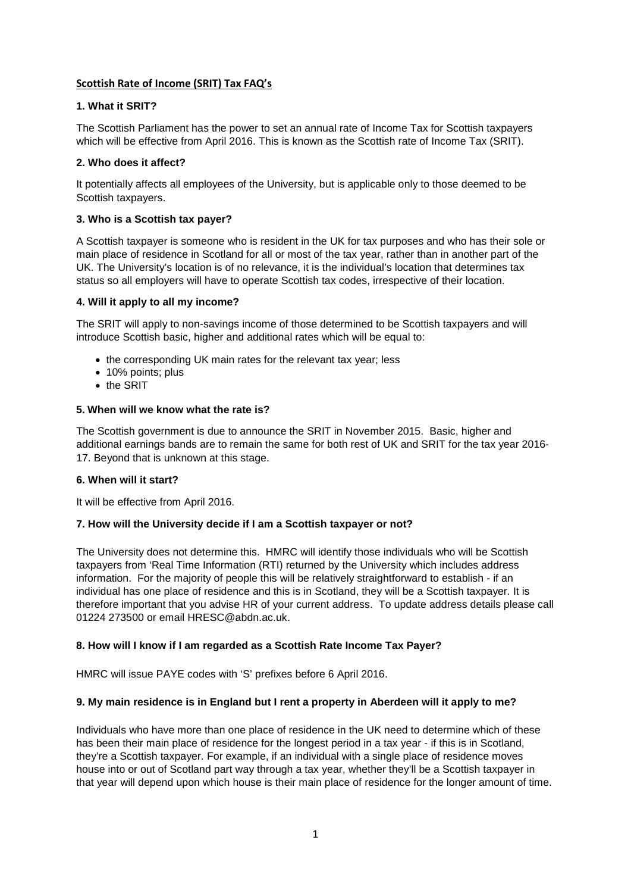# Scottish Rate of Income (SRIT) Tax FAQ's

### 1. What it SRIT?

The Scottish Parliament has the power to set an annual rate of Income Tax for Scottish taxpayers which will be effective from April 2016. This is known as the Scottish rate of Income Tax (SRIT).

### 2. Who does it affect?

It potentially affects all employees of the University, but is applicable only to those deemed to be Scottish taxpayers.

### 3. Who is a Scottish tax payer?

A Scottish taxpayer is someone who is resident in the UK for tax purposes and who has their sole or main place of residence in Scotland for all or most of the tax year, rather than in another part of the UK. The University's location is of no relevance, it is the individual's location that determines tax status so all employers will have to operate Scottish tax codes, irrespective of their location.

### 4. Will it apply to all my income?

The SRIT will apply to non-savings income of those determined to be Scottish taxpayers and will introduce Scottish basic, higher and additional rates which will be equal to:

- the corresponding UK main rates for the relevant tax year; less
- 10% points; plus
- the SRIT

### 5. When will we know what the rate is?

The Scottish government is due to announce the SRIT in November 2015. Basic, higher and additional earnings bands are to remain the same for both rest of UK and SRIT for the tax year 2016-17. Beyond that is unknown at this stage.

### 6. When will it start?

It will be effective from April 2016.

### 7. How will the University decide if I am a Scottish taxpayer or not?

The University does not determine this. HMRC will identify those individuals who will be Scottish taxpayers from 'Real Time Information (RTI) returned by the University which includes address information. For the majority of people this will be relatively straightforward to establish - if an individual has one place of residence and this is in Scotland, they will be a Scottish taxpayer. It is therefore important that you advise HR of your current address. To update address details please call 01224 273500 or email HRESC@abdn.ac.uk.

### 8. How will I know if I am regarded as a Scottish Rate Income Tax Payer?

HMRC will issue PAYE codes with 'S' prefixes before 6 April 2016.

### 9. My main residence is in England but I rent a property in Aberdeen will it apply to me?

Individuals who have more than one place of residence in the UK need to determine which of these has been their main place of residence for the longest period in a tax year - if this is in Scotland, they're a Scottish taxpayer. For example, if an individual with a single place of residence moves house into or out of Scotland part way through a tax year, whether they'll be a Scottish taxpayer in that year will depend upon which house is their main place of residence for the longer amount of time.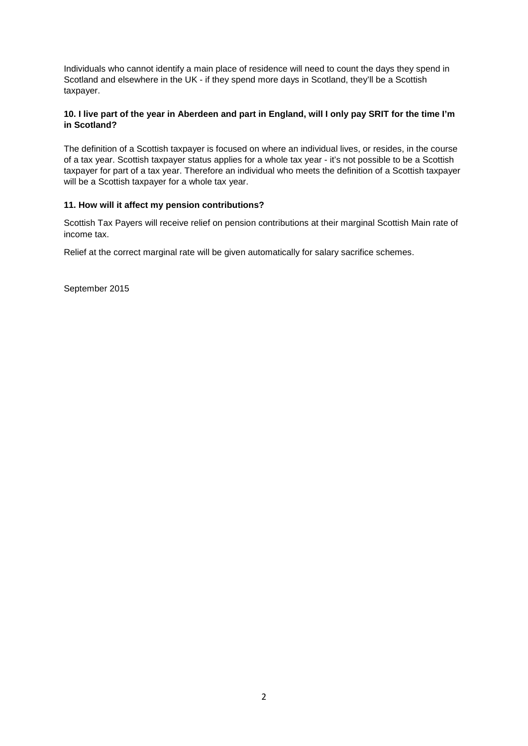Individuals who cannot identify a main place of residence will need to count the days they spend in Scotland and elsewhere in the UK - if they spend more days in Scotland, they'll be a Scottish taxpayer.

**10. I live part of the year in Aberdeen and part in England, will I only pay SRIT for the time I'm in Scotland?**

The definition of a Scottish taxpayer is focused on where an individual lives, or resides, in the course of a tax year. Scottish taxpayer status applies for a whole tax year - it's not possible to be a Scottish taxpayer for part of a tax year. Therefore an individual who meets the definition of a Scottish taxpayer will be a Scottish taxpayer for a whole tax year.

**11. How will it affect my pension contributions?**

Scottish Tax Payers will receive relief on pension contributions at their marginal Scottish Main rate of income tax.

Relief at the correct marginal rate will be given automatically for salary sacrifice schemes.

September 2015